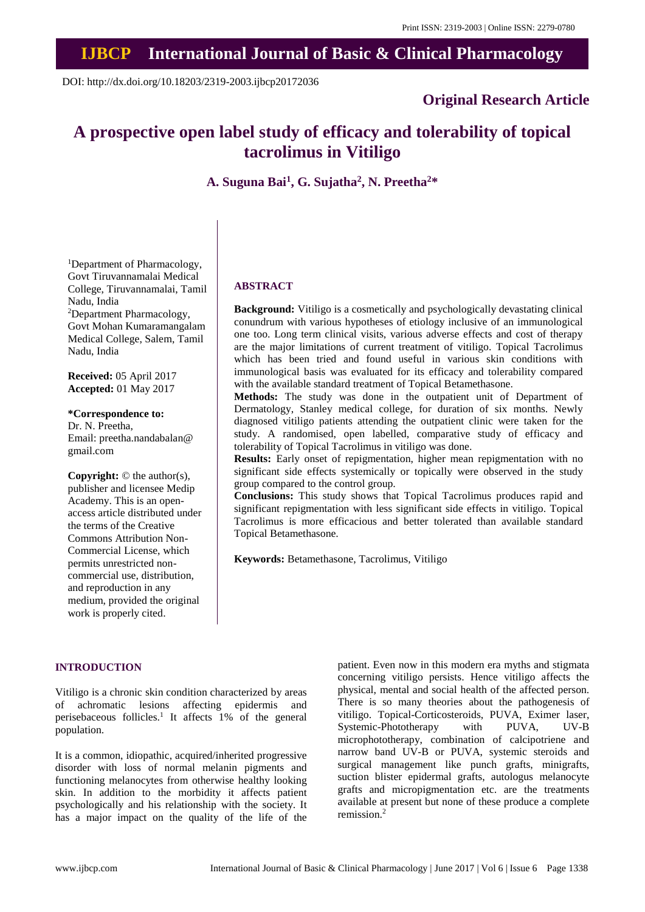Print ISSN: 2319-2003 | Online ISSN: 2279-0780

# IJBCP International Journal of Basic & Clinical Pharmacology

DOI: http://dx.doi.org/10.18203/2319-2003.ijbcp20172036

**Original Research Article**

# A prospective open label study of efficacy and tolerability of topical tacrolimus in Vitiligo

**A. Suguna Bai[1], G. Sujatha[2], N. Preetha[2]***

[1]Department of Pharmacology, Govt Tiruvannamalai Medical College, Tiruvannamalai, Tamil Nadu, India
[2]Department Pharmacology, Govt Mohan Kumaramangalam Medical College, Salem, Tamil Nadu, India

**Received:** 05 April 2017
**Accepted:** 01 May 2017

**\*Correspondence to:**
Dr. N. Preetha,
Email: preetha.nandabalan@gmail.com

**Copyright:** © the author(s), publisher and licensee Medip Academy. This is an open-access article distributed under the terms of the Creative Commons Attribution Non-Commercial License, which permits unrestricted non-commercial use, distribution, and reproduction in any medium, provided the original work is properly cited.

## ABSTRACT

**Background:** Vitiligo is a cosmetically and psychologically devastating clinical conundrum with various hypotheses of etiology inclusive of an immunological one too. Long term clinical visits, various adverse effects and cost of therapy are the major limitations of current treatment of vitiligo. Topical Tacrolimus which has been tried and found useful in various skin conditions with immunological basis was evaluated for its efficacy and tolerability compared with the available standard treatment of Topical Betamethasone.

**Methods:** The study was done in the outpatient unit of Department of Dermatology, Stanley medical college, for duration of six months. Newly diagnosed vitiligo patients attending the outpatient clinic were taken for the study. A randomised, open labelled, comparative study of efficacy and tolerability of Topical Tacrolimus in vitiligo was done.

**Results:** Early onset of repigmentation, higher mean repigmentation with no significant side effects systemically or topically were observed in the study group compared to the control group.

**Conclusions:** This study shows that Topical Tacrolimus produces rapid and significant repigmentation with less significant side effects in vitiligo. Topical Tacrolimus is more efficacious and better tolerated than available standard Topical Betamethasone.

**Keywords:** Betamethasone, Tacrolimus, Vitiligo

## INTRODUCTION

Vitiligo is a chronic skin condition characterized by areas of achromatic lesions affecting epidermis and perisebaceous follicles.[1] It affects 1% of the general population.

It is a common, idiopathic, acquired/inherited progressive disorder with loss of normal melanin pigments and functioning melanocytes from otherwise healthy looking skin. In addition to the morbidity it affects patient psychologically and his relationship with the society. It has a major impact on the quality of the life of the patient. Even now in this modern era myths and stigmata concerning vitiligo persists. Hence vitiligo affects the physical, mental and social health of the affected person. There is so many theories about the pathogenesis of vitiligo. Topical-Corticosteroids, PUVA, Eximer laser, Systemic-Phototherapy with PUVA, UV-B microphototherapy, combination of calcipotriene and narrow band UV-B or PUVA, systemic steroids and surgical management like punch grafts, minigrafts, suction blister epidermal grafts, autologus melanocyte grafts and micropigmentation etc. are the treatments available at present but none of these produce a complete remission.[2]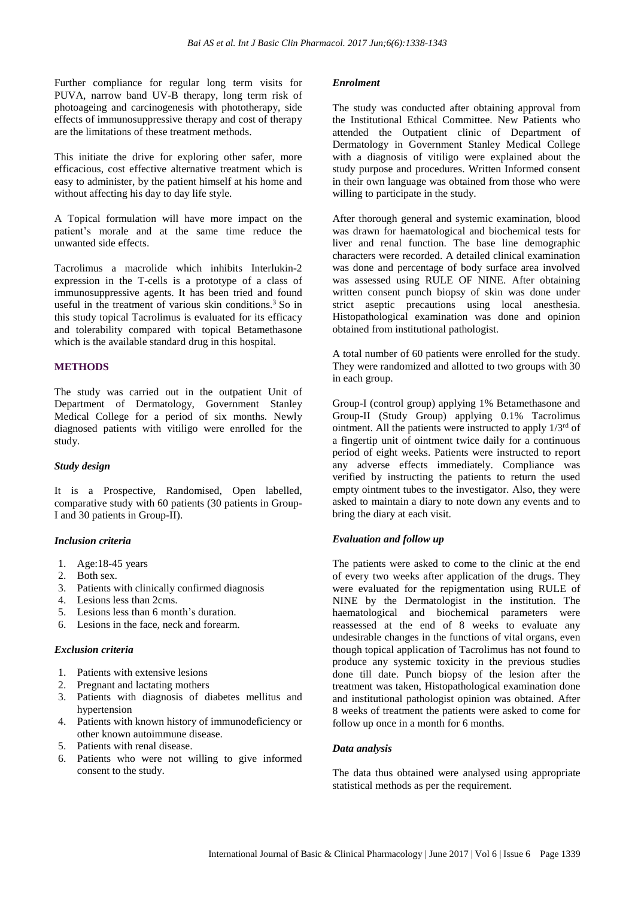Further compliance for regular long term visits for PUVA, narrow band UV-B therapy, long term risk of photoageing and carcinogenesis with phototherapy, side effects of immunosuppressive therapy and cost of therapy are the limitations of these treatment methods.

This initiate the drive for exploring other safer, more efficacious, cost effective alternative treatment which is easy to administer, by the patient himself at his home and without affecting his day to day life style.

A Topical formulation will have more impact on the patient's morale and at the same time reduce the unwanted side effects.

Tacrolimus a macrolide which inhibits Interlukin-2 expression in the T-cells is a prototype of a class of immunosuppressive agents. It has been tried and found useful in the treatment of various skin conditions.[3] So in this study topical Tacrolimus is evaluated for its efficacy and tolerability compared with topical Betamethasone which is the available standard drug in this hospital.

## METHODS

The study was carried out in the outpatient Unit of Department of Dermatology, Government Stanley Medical College for a period of six months. Newly diagnosed patients with vitiligo were enrolled for the study.

### *Study design*

It is a Prospective, Randomised, Open labelled, comparative study with 60 patients (30 patients in Group-I and 30 patients in Group-II).

### *Inclusion criteria*

1. Age:18-45 years
2. Both sex.
3. Patients with clinically confirmed diagnosis
4. Lesions less than 2cms.
5. Lesions less than 6 month's duration.
6. Lesions in the face, neck and forearm.

### *Exclusion criteria*

1. Patients with extensive lesions
2. Pregnant and lactating mothers
3. Patients with diagnosis of diabetes mellitus and hypertension
4. Patients with known history of immunodeficiency or other known autoimmune disease.
5. Patients with renal disease.
6. Patients who were not willing to give informed consent to the study.

### *Enrolment*

The study was conducted after obtaining approval from the Institutional Ethical Committee. New Patients who attended the Outpatient clinic of Department of Dermatology in Government Stanley Medical College with a diagnosis of vitiligo were explained about the study purpose and procedures. Written Informed consent in their own language was obtained from those who were willing to participate in the study.

After thorough general and systemic examination, blood was drawn for haematological and biochemical tests for liver and renal function. The base line demographic characters were recorded. A detailed clinical examination was done and percentage of body surface area involved was assessed using RULE OF NINE. After obtaining written consent punch biopsy of skin was done under strict aseptic precautions using local anesthesia. Histopathological examination was done and opinion obtained from institutional pathologist.

A total number of 60 patients were enrolled for the study. They were randomized and allotted to two groups with 30 in each group.

Group-I (control group) applying 1% Betamethasone and Group-II (Study Group) applying 0.1% Tacrolimus ointment. All the patients were instructed to apply 1/3rd of a fingertip unit of ointment twice daily for a continuous period of eight weeks. Patients were instructed to report any adverse effects immediately. Compliance was verified by instructing the patients to return the used empty ointment tubes to the investigator. Also, they were asked to maintain a diary to note down any events and to bring the diary at each visit.

### *Evaluation and follow up*

The patients were asked to come to the clinic at the end of every two weeks after application of the drugs. They were evaluated for the repigmentation using RULE of NINE by the Dermatologist in the institution. The haematological and biochemical parameters were reassessed at the end of 8 weeks to evaluate any undesirable changes in the functions of vital organs, even though topical application of Tacrolimus has not found to produce any systemic toxicity in the previous studies done till date. Punch biopsy of the lesion after the treatment was taken, Histopathological examination done and institutional pathologist opinion was obtained. After 8 weeks of treatment the patients were asked to come for follow up once in a month for 6 months.

### *Data analysis*

The data thus obtained were analysed using appropriate statistical methods as per the requirement.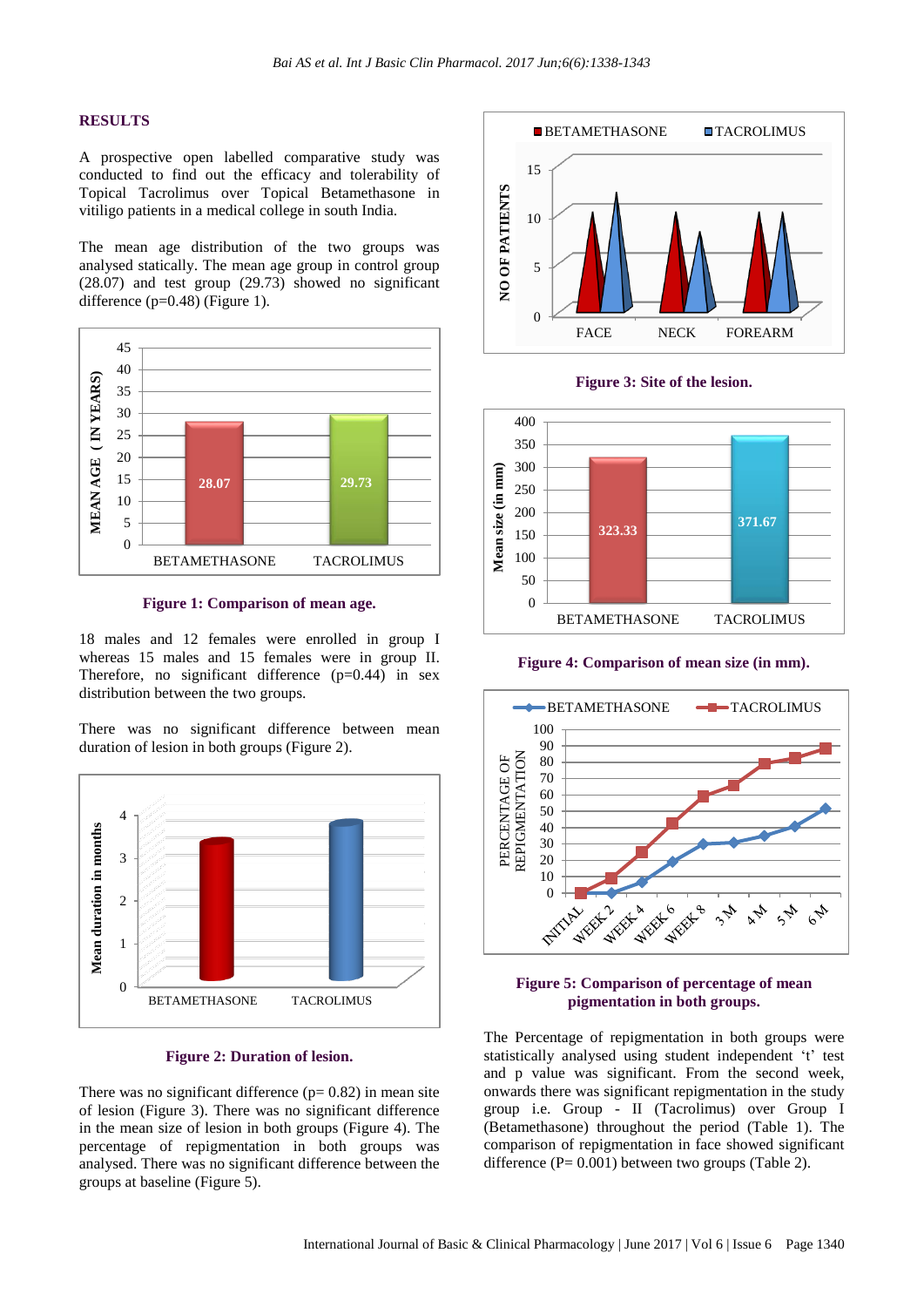## RESULTS

A prospective open labelled comparative study was conducted to find out the efficacy and tolerability of Topical Tacrolimus over Topical Betamethasone in vitiligo patients in a medical college in south India.

The mean age distribution of the two groups was analysed statically. The mean age group in control group (28.07) and test group (29.73) showed no significant difference (p=0.48) (Figure 1).

**Figure 1: Comparison of mean age.**

18 males and 12 females were enrolled in group I whereas 15 males and 15 females were in group II. Therefore, no significant difference (p=0.44) in sex distribution between the two groups.

There was no significant difference between mean duration of lesion in both groups (Figure 2).

**Figure 2: Duration of lesion.**

There was no significant difference (p= 0.82) in mean site of lesion (Figure 3). There was no significant difference in the mean size of lesion in both groups (Figure 4). The percentage of repigmentation in both groups was analysed. There was no significant difference between the groups at baseline (Figure 5).

**Figure 3: Site of the lesion.**

**Figure 4: Comparison of mean size (in mm).**

**Figure 5: Comparison of percentage of mean pigmentation in both groups.**

The Percentage of repigmentation in both groups were statistically analysed using student independent 't' test and p value was significant. From the second week, onwards there was significant repigmentation in the study group i.e. Group - II (Tacrolimus) over Group I (Betamethasone) throughout the period (Table 1). The comparison of repigmentation in face showed significant difference (P= 0.001) between two groups (Table 2).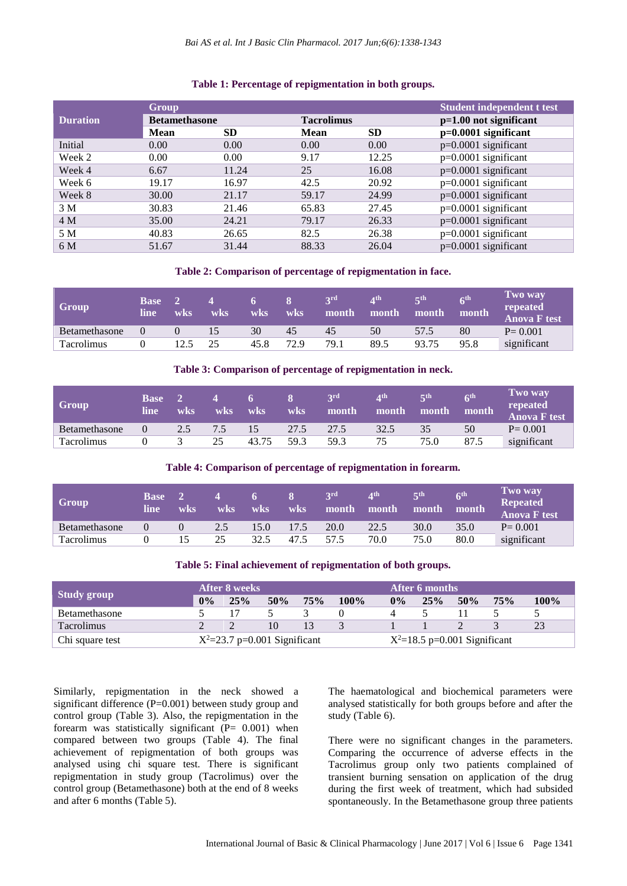**Table 1: Percentage of repigmentation in both groups.**

| Duration | Group | | | | Student independent t test |
|---|---|---|---|---|---|
| | Betamethasone | | Tacrolimus | | p=1.00 not significant |
| | Mean | SD | Mean | SD | p=0.0001 significant |
| Initial | 0.00 | 0.00 | 0.00 | 0.00 | p=0.0001 significant |
| Week 2 | 0.00 | 0.00 | 9.17 | 12.25 | p=0.0001 significant |
| Week 4 | 6.67 | 11.24 | 25 | 16.08 | p=0.0001 significant |
| Week 6 | 19.17 | 16.97 | 42.5 | 20.92 | p=0.0001 significant |
| Week 8 | 30.00 | 21.17 | 59.17 | 24.99 | p=0.0001 significant |
| 3 M | 30.83 | 21.46 | 65.83 | 27.45 | p=0.0001 significant |
| 4 M | 35.00 | 24.21 | 79.17 | 26.33 | p=0.0001 significant |
| 5 M | 40.83 | 26.65 | 82.5 | 26.38 | p=0.0001 significant |
| 6 M | 51.67 | 31.44 | 88.33 | 26.04 | p=0.0001 significant |

**Table 2: Comparison of percentage of repigmentation in face.**

| Group | Base line | 2 wks | 4 wks | 6 wks | 8 wks | 3rd month | 4th month | 5th month | 6th month | Two way repeated Anova F test |
|---|---|---|---|---|---|---|---|---|---|---|
| Betamethasone | 0 | 0 | 15 | 30 | 45 | 45 | 50 | 57.5 | 80 | P= 0.001 |
| Tacrolimus | 0 | 12.5 | 25 | 45.8 | 72.9 | 79.1 | 89.5 | 93.75 | 95.8 | significant |

**Table 3: Comparison of percentage of repigmentation in neck.**

| Group | Base line | 2 wks | 4 wks | 6 wks | 8 wks | 3rd month | 4th month | 5th month | 6th month | Two way repeated Anova F test |
|---|---|---|---|---|---|---|---|---|---|---|
| Betamethasone | 0 | 2.5 | 7.5 | 15 | 27.5 | 27.5 | 32.5 | 35 | 50 | P= 0.001 |
| Tacrolimus | 0 | 3 | 25 | 43.75 | 59.3 | 59.3 | 75 | 75.0 | 87.5 | significant |

**Table 4: Comparison of percentage of repigmentation in forearm.**

| Group | Base line | 2 wks | 4 wks | 6 wks | 8 wks | 3rd month | 4th month | 5th month | 6th month | Two way Repeated Anova F test |
|---|---|---|---|---|---|---|---|---|---|---|
| Betamethasone | 0 | 0 | 2.5 | 15.0 | 17.5 | 20.0 | 22.5 | 30.0 | 35.0 | P= 0.001 |
| Tacrolimus | 0 | 15 | 25 | 32.5 | 47.5 | 57.5 | 70.0 | 75.0 | 80.0 | significant |

**Table 5: Final achievement of repigmentation of both groups.**

| Study group | After 8 weeks | | | | | After 6 months | | | | |
|---|---|---|---|---|---|---|---|---|---|---|
| | 0% | 25% | 50% | 75% | 100% | 0% | 25% | 50% | 75% | 100% |
| Betamethasone | 5 | 17 | 5 | 3 | 0 | 4 | 5 | 11 | 5 | 5 |
| Tacrolimus | 2 | 2 | 10 | 13 | 3 | 1 | 1 | 2 | 3 | 23 |
| Chi square test | $X^2$=23.7 p=0.001 Significant | | | | | $X^2$=18.5 p=0.001 Significant | | | | |

Similarly, repigmentation in the neck showed a significant difference (P=0.001) between study group and control group (Table 3). Also, the repigmentation in the forearm was statistically significant (P= 0.001) when compared between two groups (Table 4). The final achievement of repigmentation of both groups was analysed using chi square test. There is significant repigmentation in study group (Tacrolimus) over the control group (Betamethasone) both at the end of 8 weeks and after 6 months (Table 5).

The haematological and biochemical parameters were analysed statistically for both groups before and after the study (Table 6).

There were no significant changes in the parameters. Comparing the occurrence of adverse effects in the Tacrolimus group only two patients complained of transient burning sensation on application of the drug during the first week of treatment, which had subsided spontaneously. In the Betamethasone group three patients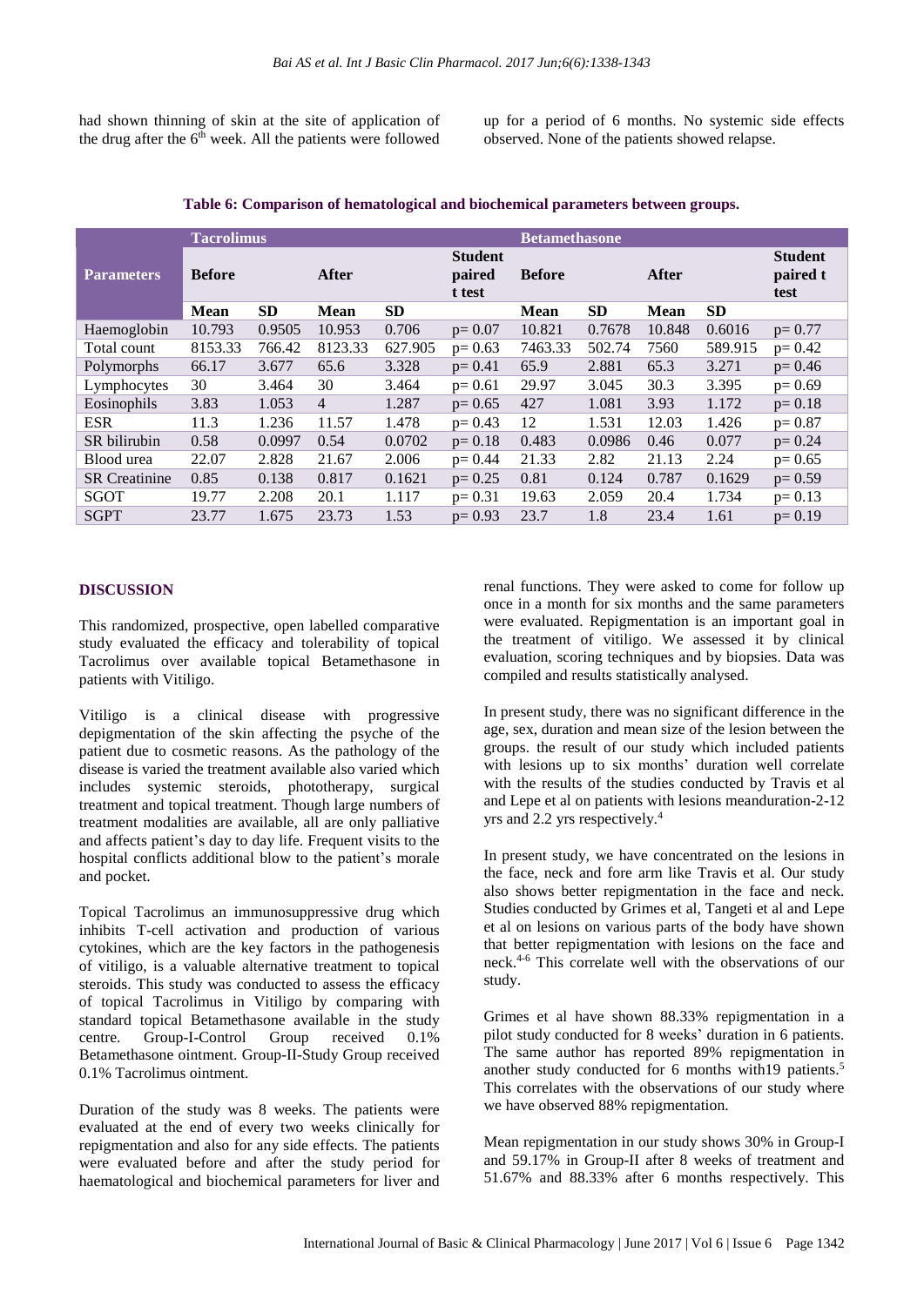had shown thinning of skin at the site of application of the drug after the 6th week. All the patients were followed up for a period of 6 months. No systemic side effects observed. None of the patients showed relapse.

**Table 6: Comparison of hematological and biochemical parameters between groups.**

| Parameters | Tacrolimus | | | | | Betamethasone | | | | |
|---|---|---|---|---|---|---|---|---|---|---|
| | Before | | After | | Student paired t test | Before | | After | | Student paired t test |
| | Mean | SD | Mean | SD | | Mean | SD | Mean | SD | |
| Haemoglobin | 10.793 | 0.9505 | 10.953 | 0.706 | p= 0.07 | 10.821 | 0.7678 | 10.848 | 0.6016 | p= 0.77 |
| Total count | 8153.33 | 766.42 | 8123.33 | 627.905 | p= 0.63 | 7463.33 | 502.74 | 7560 | 589.915 | p= 0.42 |
| Polymorphs | 66.17 | 3.677 | 65.6 | 3.328 | p= 0.41 | 65.9 | 2.881 | 65.3 | 3.271 | p= 0.46 |
| Lymphocytes | 30 | 3.464 | 30 | 3.464 | p= 0.61 | 29.97 | 3.045 | 30.3 | 3.395 | p= 0.69 |
| Eosinophils | 3.83 | 1.053 | 4 | 1.287 | p= 0.65 | 427 | 1.081 | 3.93 | 1.172 | p= 0.18 |
| ESR | 11.3 | 1.236 | 11.57 | 1.478 | p= 0.43 | 12 | 1.531 | 12.03 | 1.426 | p= 0.87 |
| SR bilirubin | 0.58 | 0.0997 | 0.54 | 0.0702 | p= 0.18 | 0.483 | 0.0986 | 0.46 | 0.077 | p= 0.24 |
| Blood urea | 22.07 | 2.828 | 21.67 | 2.006 | p= 0.44 | 21.33 | 2.82 | 21.13 | 2.24 | p= 0.65 |
| SR Creatinine | 0.85 | 0.138 | 0.817 | 0.1621 | p= 0.25 | 0.81 | 0.124 | 0.787 | 0.1629 | p= 0.59 |
| SGOT | 19.77 | 2.208 | 20.1 | 1.117 | p= 0.31 | 19.63 | 2.059 | 20.4 | 1.734 | p= 0.13 |
| SGPT | 23.77 | 1.675 | 23.73 | 1.53 | p= 0.93 | 23.7 | 1.8 | 23.4 | 1.61 | p= 0.19 |

## DISCUSSION

This randomized, prospective, open labelled comparative study evaluated the efficacy and tolerability of topical Tacrolimus over available topical Betamethasone in patients with Vitiligo.

Vitiligo is a clinical disease with progressive depigmentation of the skin affecting the psyche of the patient due to cosmetic reasons. As the pathology of the disease is varied the treatment available also varied which includes systemic steroids, phototherapy, surgical treatment and topical treatment. Though large numbers of treatment modalities are available, all are only palliative and affects patient's day to day life. Frequent visits to the hospital conflicts additional blow to the patient's morale and pocket.

Topical Tacrolimus an immunosuppressive drug which inhibits T-cell activation and production of various cytokines, which are the key factors in the pathogenesis of vitiligo, is a valuable alternative treatment to topical steroids. This study was conducted to assess the efficacy of topical Tacrolimus in Vitiligo by comparing with standard topical Betamethasone available in the study centre. Group-I-Control Group received 0.1% Betamethasone ointment. Group-II-Study Group received 0.1% Tacrolimus ointment.

Duration of the study was 8 weeks. The patients were evaluated at the end of every two weeks clinically for repigmentation and also for any side effects. The patients were evaluated before and after the study period for haematological and biochemical parameters for liver and renal functions. They were asked to come for follow up once in a month for six months and the same parameters were evaluated. Repigmentation is an important goal in the treatment of vitiligo. We assessed it by clinical evaluation, scoring techniques and by biopsies. Data was compiled and results statistically analysed.

In present study, there was no significant difference in the age, sex, duration and mean size of the lesion between the groups. the result of our study which included patients with lesions up to six months' duration well correlate with the results of the studies conducted by Travis et al and Lepe et al on patients with lesions meanduration-2-12 yrs and 2.2 yrs respectively.[4]

In present study, we have concentrated on the lesions in the face, neck and fore arm like Travis et al. Our study also shows better repigmentation in the face and neck. Studies conducted by Grimes et al, Tangeti et al and Lepe et al on lesions on various parts of the body have shown that better repigmentation with lesions on the face and neck.[4-6] This correlate well with the observations of our study.

Grimes et al have shown 88.33% repigmentation in a pilot study conducted for 8 weeks' duration in 6 patients. The same author has reported 89% repigmentation in another study conducted for 6 months with19 patients.[5] This correlates with the observations of our study where we have observed 88% repigmentation.

Mean repigmentation in our study shows 30% in Group-I and 59.17% in Group-II after 8 weeks of treatment and 51.67% and 88.33% after 6 months respectively. This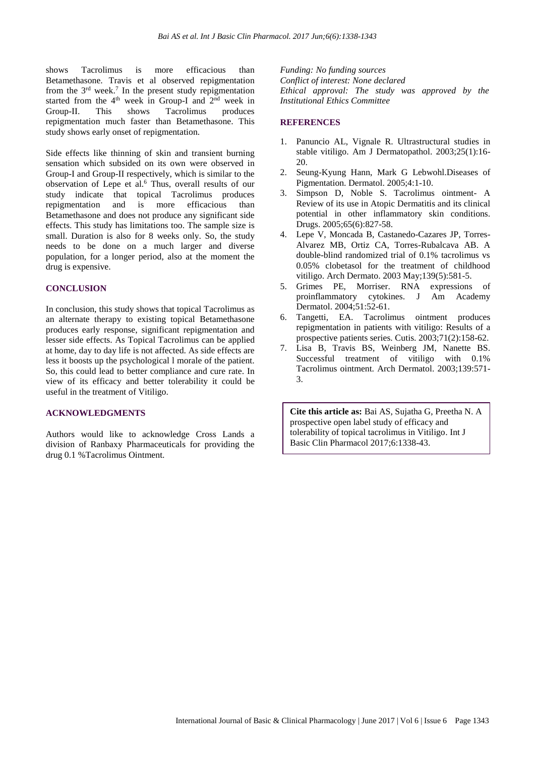shows Tacrolimus is more efficacious than Betamethasone. Travis et al observed repigmentation from the 3rd week.[7] In the present study repigmentation started from the 4th week in Group-I and 2nd week in Group-II. This shows Tacrolimus produces repigmentation much faster than Betamethasone. This study shows early onset of repigmentation.

Side effects like thinning of skin and transient burning sensation which subsided on its own were observed in Group-I and Group-II respectively, which is similar to the observation of Lepe et al.[6] Thus, overall results of our study indicate that topical Tacrolimus produces repigmentation and is more efficacious than Betamethasone and does not produce any significant side effects. This study has limitations too. The sample size is small. Duration is also for 8 weeks only. So, the study needs to be done on a much larger and diverse population, for a longer period, also at the moment the drug is expensive.

## CONCLUSION

In conclusion, this study shows that topical Tacrolimus as an alternate therapy to existing topical Betamethasone produces early response, significant repigmentation and lesser side effects. As Topical Tacrolimus can be applied at home, day to day life is not affected. As side effects are less it boosts up the psychological l morale of the patient. So, this could lead to better compliance and cure rate. In view of its efficacy and better tolerability it could be useful in the treatment of Vitiligo.

## ACKNOWLEDGMENTS

Authors would like to acknowledge Cross Lands a division of Ranbaxy Pharmaceuticals for providing the drug 0.1 %Tacrolimus Ointment.

*Funding: No funding sources*
*Conflict of interest: None declared*
*Ethical approval: The study was approved by the Institutional Ethics Committee*

## REFERENCES

1. Panuncio AL, Vignale R. Ultrastructural studies in stable vitiligo. Am J Dermatopathol. 2003;25(1):16-20.
2. Seung-Kyung Hann, Mark G Lebwohl.Diseases of Pigmentation. Dermatol. 2005;4:1-10.
3. Simpson D, Noble S. Tacrolimus ointment- A Review of its use in Atopic Dermatitis and its clinical potential in other inflammatory skin conditions. Drugs. 2005;65(6):827-58.
4. Lepe V, Moncada B, Castanedo-Cazares JP, Torres-Alvarez MB, Ortiz CA, Torres-Rubalcava AB. A double-blind randomized trial of 0.1% tacrolimus vs 0.05% clobetasol for the treatment of childhood vitiligo. Arch Dermato. 2003 May;139(5):581-5.
5. Grimes PE, Morriser. RNA expressions of proinflammatory cytokines. J Am Academy Dermatol. 2004;51:52-61.
6. Tangetti, EA. Tacrolimus ointment produces repigmentation in patients with vitiligo: Results of a prospective patients series. Cutis. 2003;71(2):158-62.
7. Lisa B, Travis BS, Weinberg JM, Nanette BS. Successful treatment of vitiligo with 0.1% Tacrolimus ointment. Arch Dermatol. 2003;139:571-3.

**Cite this article as:** Bai AS, Sujatha G, Preetha N. A prospective open label study of efficacy and tolerability of topical tacrolimus in Vitiligo. Int J Basic Clin Pharmacol 2017;6:1338-43.